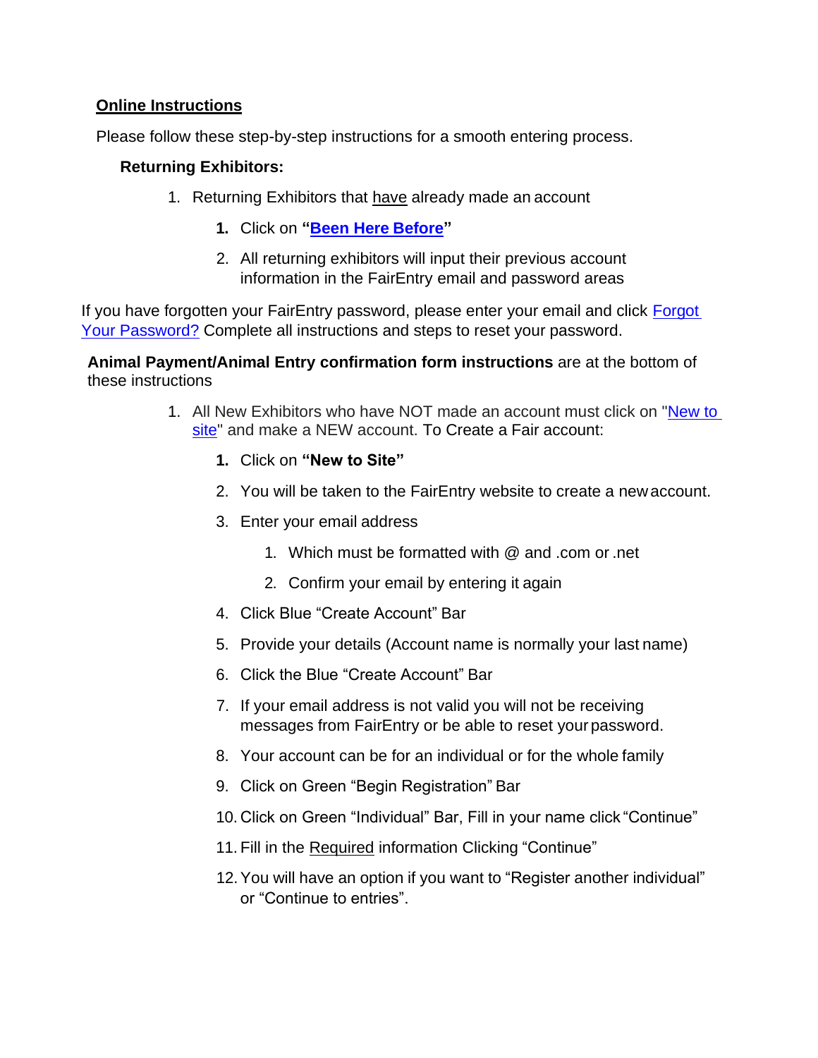**<u>Online Instructions</u>**

Please follow these step-by-step instructions for a smooth entering process.

**Returning Exhibitors:**

1. Returning Exhibitors that <u>have</u> already made an account
    1. Click on **"[Been Here Before](#)"**
    2. All returning exhibitors will input their previous account information in the FairEntry email and password areas

If you have forgotten your FairEntry password, please enter your email and click [Forgot Your Password?](#) Complete all instructions and steps to reset your password.

**Animal Payment/Animal Entry confirmation form instructions** are at the bottom of these instructions

1. All New Exhibitors who have NOT made an account must click on "[New to site](#)" and make a NEW account. To Create a Fair account:
    1. Click on **"New to Site"**
    2. You will be taken to the FairEntry website to create a new account.
    3. Enter your email address
        1. Which must be formatted with @ and .com or .net
        2. Confirm your email by entering it again
    4. Click Blue "Create Account" Bar
    5. Provide your details (Account name is normally your last name)
    6. Click the Blue "Create Account" Bar
    7. If your email address is not valid you will not be receiving messages from FairEntry or be able to reset your password.
    8. Your account can be for an individual or for the whole family
    9. Click on Green "Begin Registration" Bar
    10. Click on Green "Individual" Bar, Fill in your name click "Continue"
    11. Fill in the <u>Required</u> information Clicking "Continue"
    12. You will have an option if you want to "Register another individual" or "Continue to entries".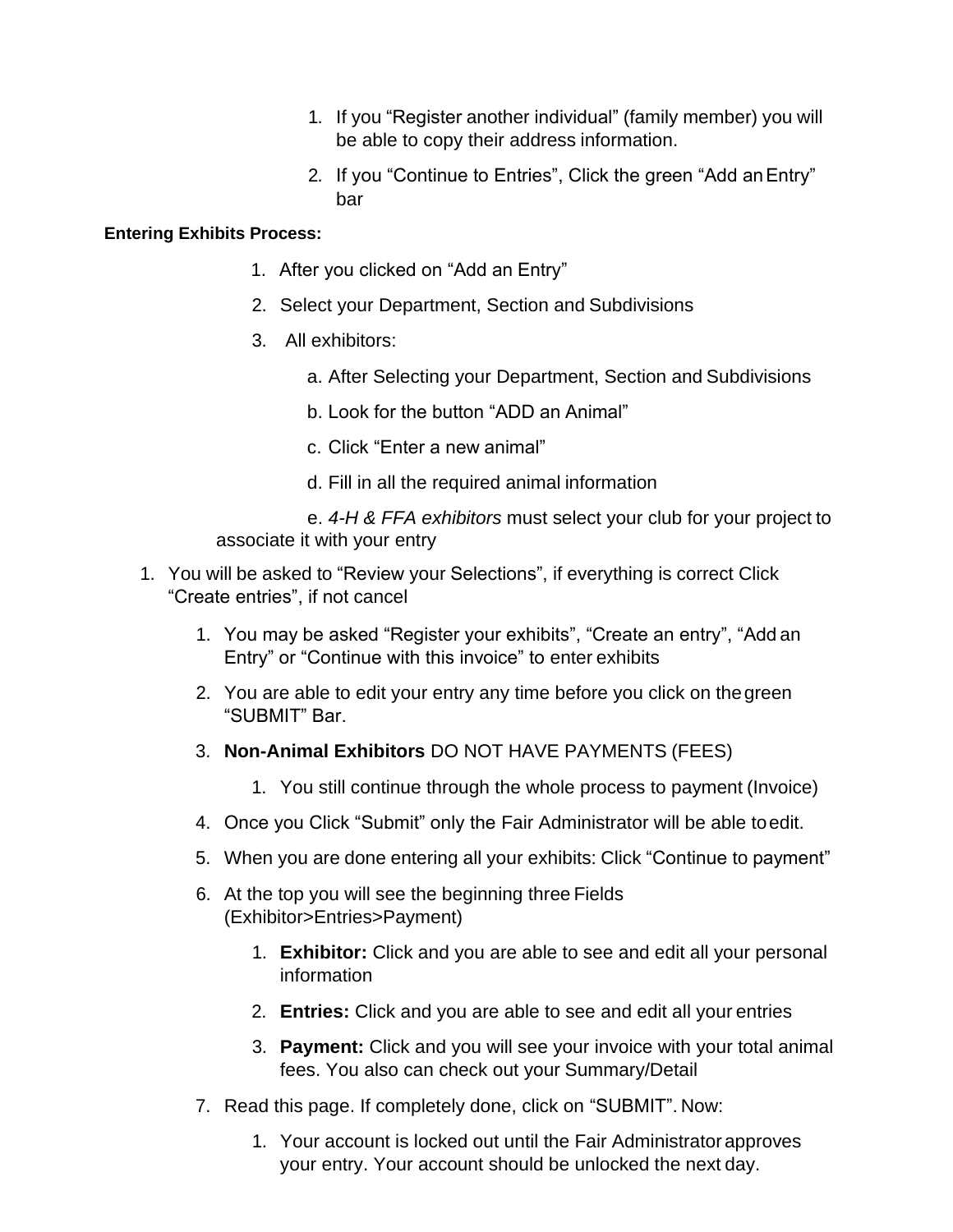1. If you "Register another individual" (family member) you will be able to copy their address information.
2. If you "Continue to Entries", Click the green "Add an Entry" bar

**Entering Exhibits Process:**

1. After you clicked on "Add an Entry"
2. Select your Department, Section and Subdivisions
3. All exhibitors:

   a. After Selecting your Department, Section and Subdivisions

   b. Look for the button "ADD an Animal"

   c. Click "Enter a new animal"

   d. Fill in all the required animal information

   e. *4-H & FFA exhibitors* must select your club for your project to associate it with your entry

1. You will be asked to "Review your Selections", if everything is correct Click "Create entries", if not cancel
   1. You may be asked "Register your exhibits", "Create an entry", "Add an Entry" or "Continue with this invoice" to enter exhibits
   2. You are able to edit your entry any time before you click on the green "SUBMIT" Bar.
   3. **Non-Animal Exhibitors** DO NOT HAVE PAYMENTS (FEES)
      1. You still continue through the whole process to payment (Invoice)
   4. Once you Click "Submit" only the Fair Administrator will be able to edit.
   5. When you are done entering all your exhibits: Click "Continue to payment"
   6. At the top you will see the beginning three Fields (Exhibitor>Entries>Payment)
      1. **Exhibitor:** Click and you are able to see and edit all your personal information
      2. **Entries:** Click and you are able to see and edit all your entries
      3. **Payment:** Click and you will see your invoice with your total animal fees. You also can check out your Summary/Detail
   7. Read this page. If completely done, click on "SUBMIT". Now:
      1. Your account is locked out until the Fair Administrator approves your entry. Your account should be unlocked the next day.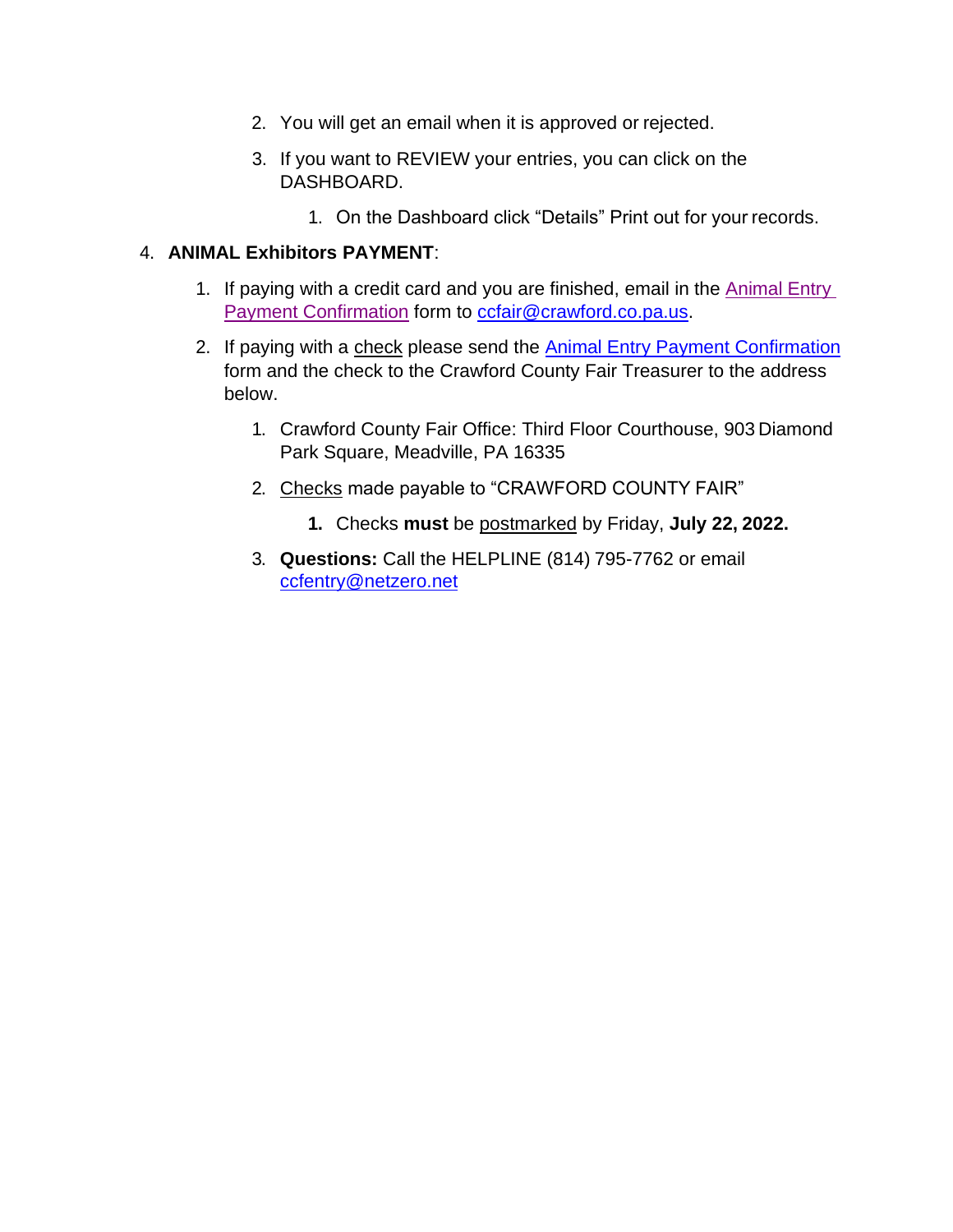2. You will get an email when it is approved or rejected.

3. If you want to REVIEW your entries, you can click on the DASHBOARD.

    1. On the Dashboard click “Details” Print out for your records.

4. **ANIMAL Exhibitors PAYMENT**:

    1. If paying with a credit card and you are finished, email in the Animal Entry Payment Confirmation form to ccfair@crawford.co.pa.us.

    2. If paying with a check please send the Animal Entry Payment Confirmation form and the check to the Crawford County Fair Treasurer to the address below.

        1. Crawford County Fair Office: Third Floor Courthouse, 903 Diamond Park Square, Meadville, PA 16335

        2. Checks made payable to “CRAWFORD COUNTY FAIR”

            1. Checks **must** be postmarked by Friday, **July 22, 2022.**

        3. **Questions:** Call the HELPLINE (814) 795-7762 or email ccfentry@netzero.net